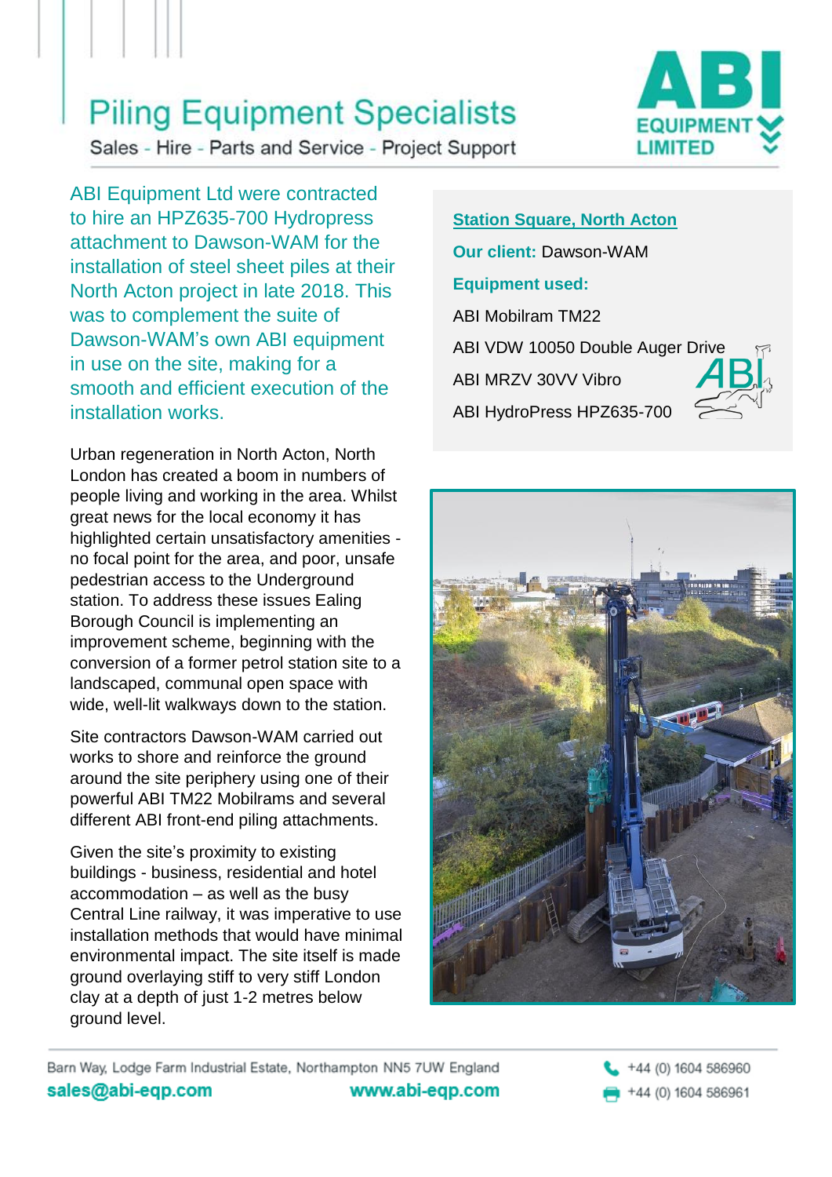# Piling Equipment Specialists

Sales - Hire - Parts and Service - Project Support

ABI EQUIPMENT LIMITED

ABI Equipment Ltd were contracted to hire an HPZ635-700 Hydropress attachment to Dawson-WAM for the installation of steel sheet piles at their North Acton project in late 2018. This was to complement the suite of Dawson-WAM's own ABI equipment in use on the site, making for a smooth and efficient execution of the installation works.

**Station Square, North Acton**

**Our client:** Dawson-WAM

**Equipment used:**

ABI Mobilram TM22

ABI VDW 10050 Double Auger Drive

ABI MRZV 30VV Vibro

ABI HydroPress HPZ635-700

Urban regeneration in North Acton, North London has created a boom in numbers of people living and working in the area. Whilst great news for the local economy it has highlighted certain unsatisfactory amenities - no focal point for the area, and poor, unsafe pedestrian access to the Underground station. To address these issues Ealing Borough Council is implementing an improvement scheme, beginning with the conversion of a former petrol station site to a landscaped, communal open space with wide, well-lit walkways down to the station.

Site contractors Dawson-WAM carried out works to shore and reinforce the ground around the site periphery using one of their powerful ABI TM22 Mobilrams and several different ABI front-end piling attachments.

Given the site's proximity to existing buildings - business, residential and hotel accommodation – as well as the busy Central Line railway, it was imperative to use installation methods that would have minimal environmental impact. The site itself is made ground overlaying stiff to very stiff London clay at a depth of just 1-2 metres below ground level.

Barn Way, Lodge Farm Industrial Estate, Northampton NN5 7UW England

sales@abi-eqp.com www.abi-eqp.com

+44 (0) 1604 586960

+44 (0) 1604 586961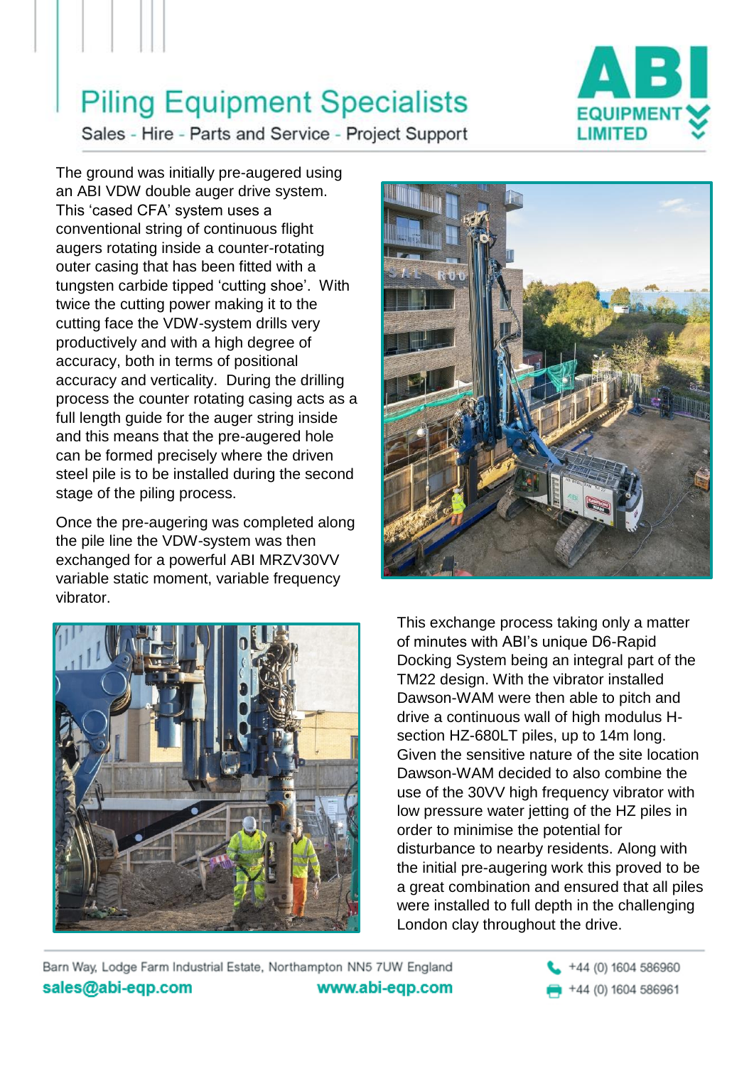The ground was initially pre-augered using an ABI VDW double auger drive system. This 'cased CFA' system uses a conventional string of continuous flight augers rotating inside a counter-rotating outer casing that has been fitted with a tungsten carbide tipped 'cutting shoe'. With twice the cutting power making it to the cutting face the VDW-system drills very productively and with a high degree of accuracy, both in terms of positional accuracy and verticality. During the drilling process the counter rotating casing acts as a full length guide for the auger string inside and this means that the pre-augered hole can be formed precisely where the driven steel pile is to be installed during the second stage of the piling process.

Once the pre-augering was completed along the pile line the VDW-system was then exchanged for a powerful ABI MRZV30VV variable static moment, variable frequency vibrator.

This exchange process taking only a matter of minutes with ABI's unique D6-Rapid Docking System being an integral part of the TM22 design. With the vibrator installed Dawson-WAM were then able to pitch and drive a continuous wall of high modulus H-section HZ-680LT piles, up to 14m long. Given the sensitive nature of the site location Dawson-WAM decided to also combine the use of the 30VV high frequency vibrator with low pressure water jetting of the HZ piles in order to minimise the potential for disturbance to nearby residents. Along with the initial pre-augering work this proved to be a great combination and ensured that all piles were installed to full depth in the challenging London clay throughout the drive.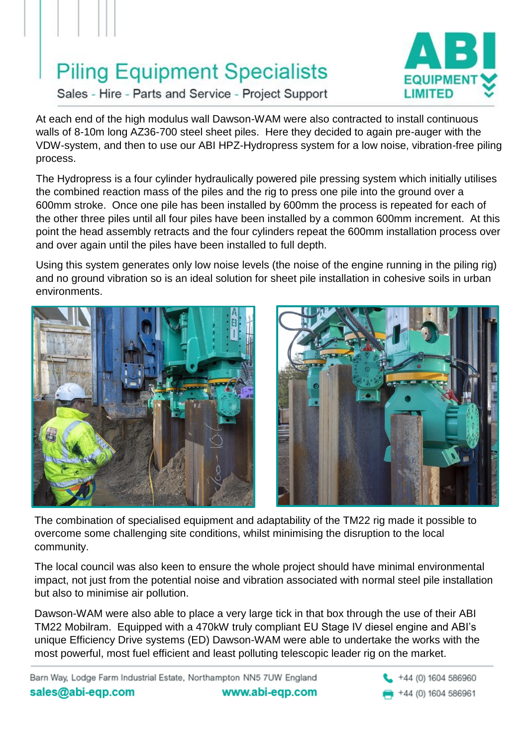At each end of the high modulus wall Dawson-WAM were also contracted to install continuous walls of 8-10m long AZ36-700 steel sheet piles. Here they decided to again pre-auger with the VDW-system, and then to use our ABI HPZ-Hydropress system for a low noise, vibration-free piling process.

The Hydropress is a four cylinder hydraulically powered pile pressing system which initially utilises the combined reaction mass of the piles and the rig to press one pile into the ground over a 600mm stroke. Once one pile has been installed by 600mm the process is repeated for each of the other three piles until all four piles have been installed by a common 600mm increment. At this point the head assembly retracts and the four cylinders repeat the 600mm installation process over and over again until the piles have been installed to full depth.

Using this system generates only low noise levels (the noise of the engine running in the piling rig) and no ground vibration so is an ideal solution for sheet pile installation in cohesive soils in urban environments.

The combination of specialised equipment and adaptability of the TM22 rig made it possible to overcome some challenging site conditions, whilst minimising the disruption to the local community.

The local council was also keen to ensure the whole project should have minimal environmental impact, not just from the potential noise and vibration associated with normal steel pile installation but also to minimise air pollution.

Dawson-WAM were also able to place a very large tick in that box through the use of their ABI TM22 Mobilram. Equipped with a 470kW truly compliant EU Stage IV diesel engine and ABI's unique Efficiency Drive systems (ED) Dawson-WAM were able to undertake the works with the most powerful, most fuel efficient and least polluting telescopic leader rig on the market.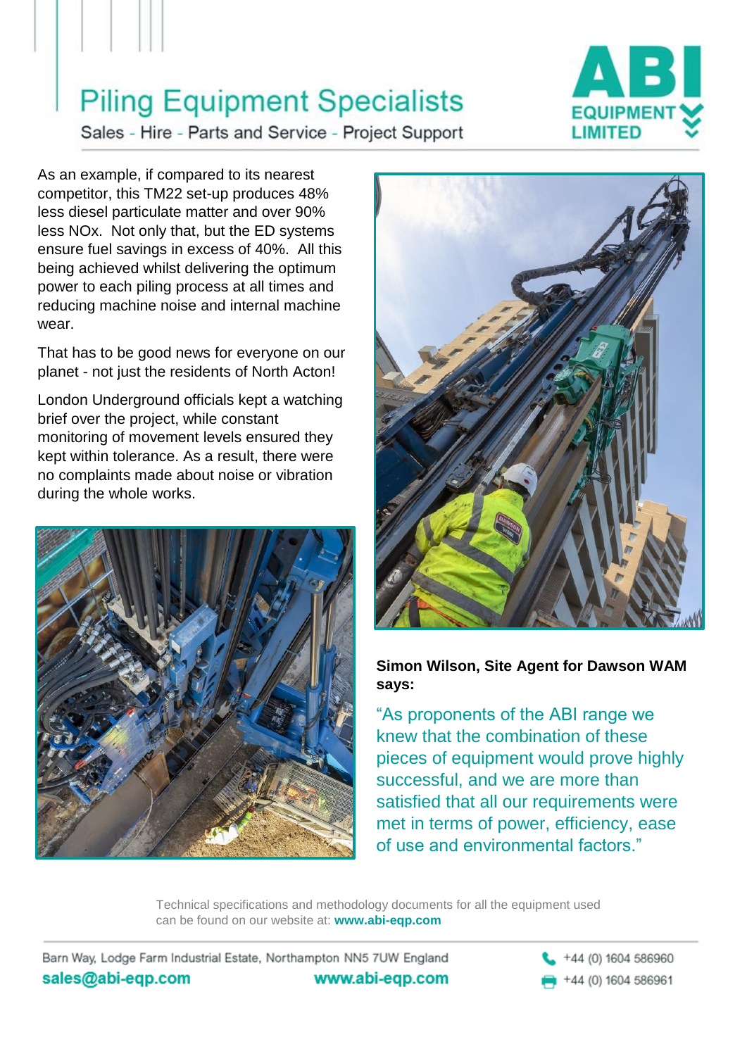As an example, if compared to its nearest competitor, this TM22 set-up produces 48% less diesel particulate matter and over 90% less NOx.  Not only that, but the ED systems ensure fuel savings in excess of 40%.  All this being achieved whilst delivering the optimum power to each piling process at all times and reducing machine noise and internal machine wear.

That has to be good news for everyone on our planet - not just the residents of North Acton!

London Underground officials kept a watching brief over the project, while constant monitoring of movement levels ensured they kept within tolerance. As a result, there were no complaints made about noise or vibration during the whole works.

**Simon Wilson, Site Agent for Dawson WAM says:**

"As proponents of the ABI range we knew that the combination of these pieces of equipment would prove highly successful, and we are more than satisfied that all our requirements were met in terms of power, efficiency, ease of use and environmental factors."

Technical specifications and methodology documents for all the equipment used can be found on our website at: **www.abi-eqp.com**